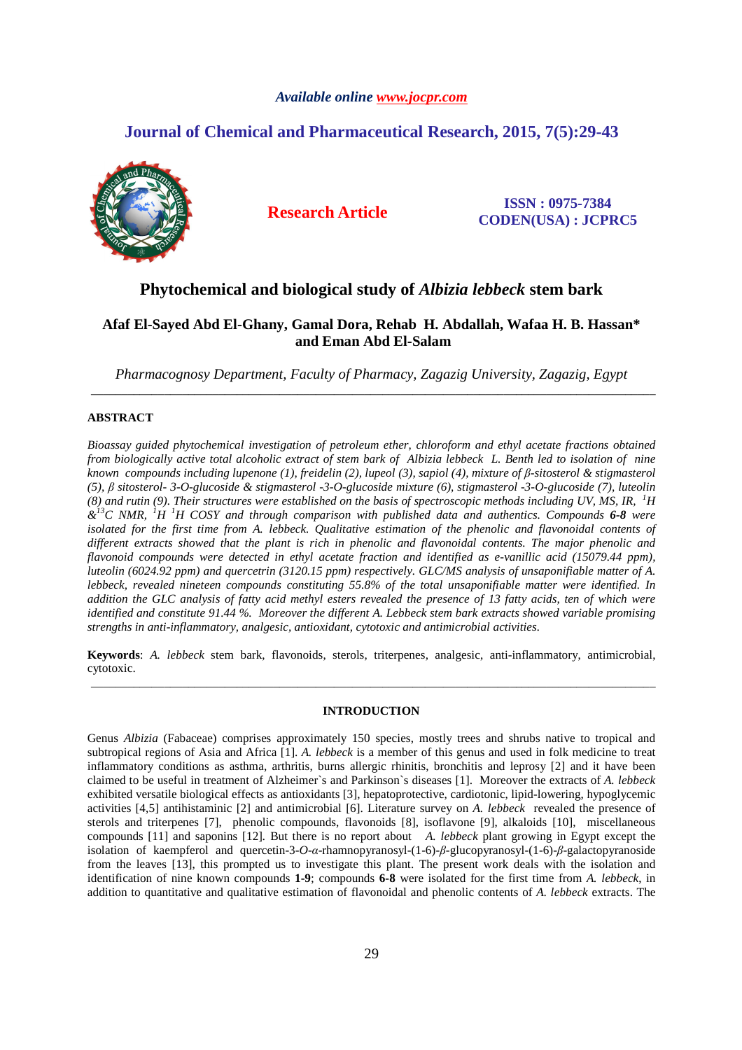Available online www.jocpr.com

# Journal of Chemical and Pharmaceutical Research, 2015, 7(5):29-43

**Research Article**

**ISSN : 0975-7384**
**CODEN(USA) : JCPRC5**

# Phytochemical and biological study of *Albizia lebbeck* stem bark

**Afaf El-Sayed Abd El-Ghany, Gamal Dora, Rehab H. Abdallah, Wafaa H. B. Hassan\* and Eman Abd El-Salam**

*Pharmacognosy Department, Faculty of Pharmacy, Zagazig University, Zagazig, Egypt*

---

## ABSTRACT

*Bioassay guided phytochemical investigation of petroleum ether, chloroform and ethyl acetate fractions obtained from biologically active total alcoholic extract of stem bark of Albizia lebbeck L. Benth led to isolation of nine known compounds including lupenone (1), freidelin (2), lupeol (3), sapiol (4), mixture of β-sitosterol & stigmasterol (5), β sitosterol- 3-O-glucoside & stigmasterol -3-O-glucoside mixture (6), stigmasterol -3-O-glucoside (7), luteolin (8) and rutin (9). Their structures were established on the basis of spectroscopic methods including UV, MS, IR, $^{1}H$ &$^{13}C$ NMR, $^{1}H$ $^{1}H$ COSY and through comparison with published data and authentics. Compounds **6-8** were isolated for the first time from A. lebbeck. Qualitative estimation of the phenolic and flavonoidal contents of different extracts showed that the plant is rich in phenolic and flavonoidal contents. The major phenolic and flavonoid compounds were detected in ethyl acetate fraction and identified as e-vanillic acid (15079.44 ppm), luteolin (6024.92 ppm) and quercetrin (3120.15 ppm) respectively. GLC/MS analysis of unsaponifiable matter of A. lebbeck, revealed nineteen compounds constituting 55.8% of the total unsaponifiable matter were identified. In addition the GLC analysis of fatty acid methyl esters revealed the presence of 13 fatty acids, ten of which were identified and constitute 91.44 %. Moreover the different A. Lebbeck stem bark extracts showed variable promising strengths in anti-inflammatory, analgesic, antioxidant, cytotoxic and antimicrobial activities.*

**Keywords**: *A. lebbeck* stem bark, flavonoids, sterols, triterpenes, analgesic, anti-inflammatory, antimicrobial, cytotoxic.

---

## INTRODUCTION

Genus *Albizia* (Fabaceae) comprises approximately 150 species, mostly trees and shrubs native to tropical and subtropical regions of Asia and Africa [1]. *A. lebbeck* is a member of this genus and used in folk medicine to treat inflammatory conditions as asthma, arthritis, burns allergic rhinitis, bronchitis and leprosy [2] and it have been claimed to be useful in treatment of Alzheimer`s and Parkinson`s diseases [1]. Moreover the extracts of *A. lebbeck* exhibited versatile biological effects as antioxidants [3], hepatoprotective, cardiotonic, lipid-lowering, hypoglycemic activities [4,5] antihistaminic [2] and antimicrobial [6]. Literature survey on *A. lebbeck* revealed the presence of sterols and triterpenes [7], phenolic compounds, flavonoids [8], isoflavone [9], alkaloids [10], miscellaneous compounds [11] and saponins [12]. But there is no report about *A. lebbeck* plant growing in Egypt except the isolation of kaempferol and quercetin-3-*O*-*α*-rhamnopyranosyl-(1-6)-*β*-glucopyranosyl-(1-6)-*β*-galactopyranoside from the leaves [13], this prompted us to investigate this plant. The present work deals with the isolation and identification of nine known compounds **1-9**; compounds **6-8** were isolated for the first time from *A. lebbeck*, in addition to quantitative and qualitative estimation of flavonoidal and phenolic contents of *A. lebbeck* extracts. The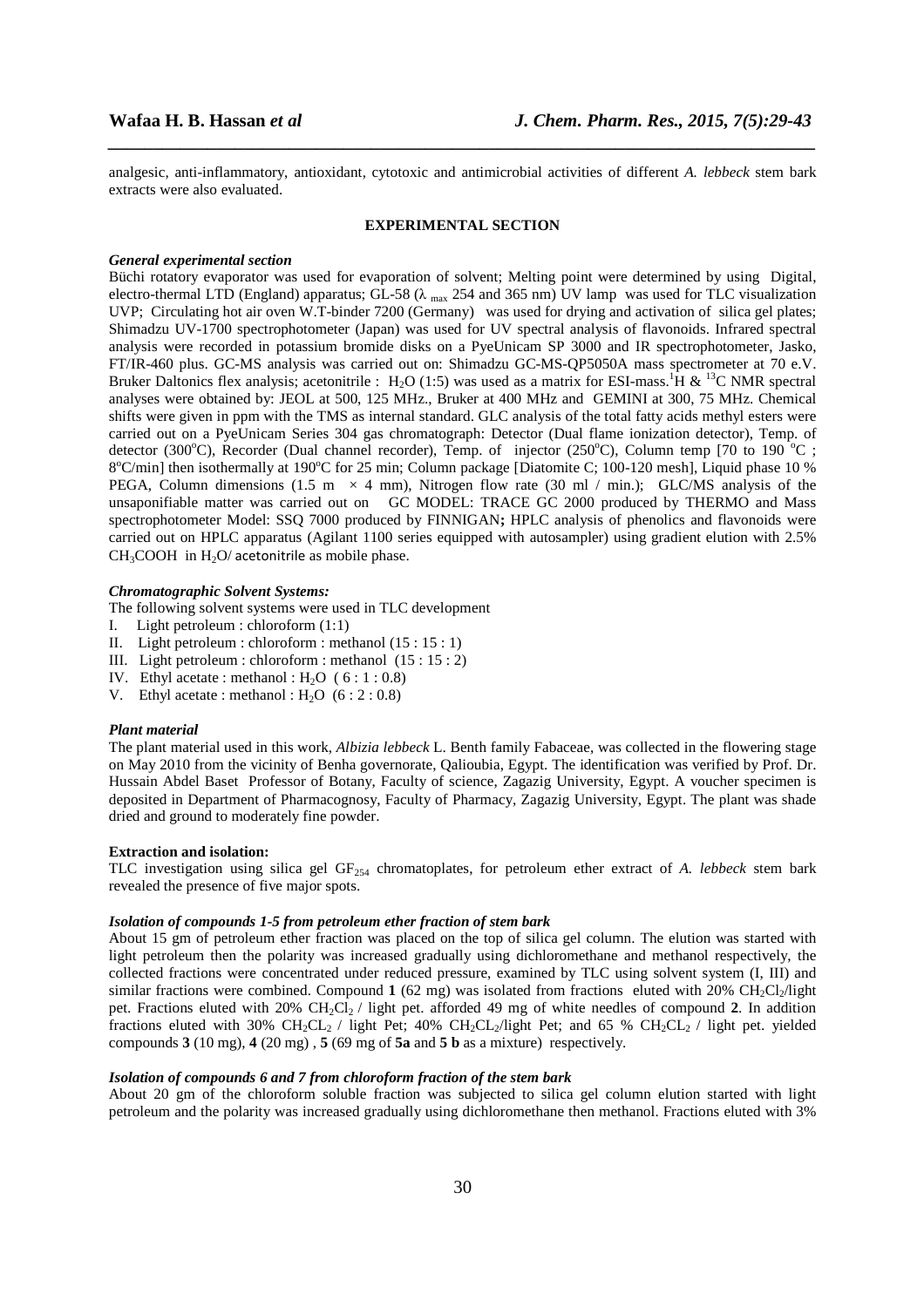analgesic, anti-inflammatory, antioxidant, cytotoxic and antimicrobial activities of different *A. lebbeck* stem bark extracts were also evaluated.

## EXPERIMENTAL SECTION

### *General experimental section*

Büchi rotatory evaporator was used for evaporation of solvent; Melting point were determined by using Digital, electro-thermal LTD (England) apparatus; GL-58 ($\lambda_{max}$ 254 and 365 nm) UV lamp was used for TLC visualization UVP; Circulating hot air oven W.T-binder 7200 (Germany) was used for drying and activation of silica gel plates; Shimadzu UV-1700 spectrophotometer (Japan) was used for UV spectral analysis of flavonoids. Infrared spectral analysis were recorded in potassium bromide disks on a PyeUnicam SP 3000 and IR spectrophotometer, Jasko, FT/IR-460 plus. GC-MS analysis was carried out on: Shimadzu GC-MS-QP5050A mass spectrometer at 70 e.V. Bruker Daltonics flex analysis; acetonitrile : $H_2O$ (1:5) was used as a matrix for ESI-mass.$^1$H & $^{13}$C NMR spectral analyses were obtained by: JEOL at 500, 125 MHz., Bruker at 400 MHz and GEMINI at 300, 75 MHz. Chemical shifts were given in ppm with the TMS as internal standard. GLC analysis of the total fatty acids methyl esters were carried out on a PyeUnicam Series 304 gas chromatograph: Detector (Dual flame ionization detector), Temp. of detector (300$^o$C), Recorder (Dual channel recorder), Temp. of injector (250$^o$C), Column temp [70 to 190 $^o$C ; 8$^o$C/min] then isothermally at 190$^o$C for 25 min; Column package [Diatomite C; 100-120 mesh], Liquid phase 10 % PEGA, Column dimensions (1.5 m × 4 mm), Nitrogen flow rate (30 ml / min.); GLC/MS analysis of the unsaponifiable matter was carried out on GC MODEL: TRACE GC 2000 produced by THERMO and Mass spectrophotometer Model: SSQ 7000 produced by FINNIGAN**;** HPLC analysis of phenolics and flavonoids were carried out on HPLC apparatus (Agilant 1100 series equipped with autosampler) using gradient elution with 2.5% $CH_3COOH$ in $H_2O$/ acetonitrile as mobile phase.

### *Chromatographic Solvent Systems:*

The following solvent systems were used in TLC development

I. Light petroleum : chloroform (1:1)
II. Light petroleum : chloroform : methanol (15 : 15 : 1)
III. Light petroleum : chloroform : methanol (15 : 15 : 2)
IV. Ethyl acetate : methanol : $H_2O$ ( 6 : 1 : 0.8)
V. Ethyl acetate : methanol : $H_2O$ (6 : 2 : 0.8)

### *Plant material*

The plant material used in this work, *Albizia lebbeck* L. Benth family Fabaceae, was collected in the flowering stage on May 2010 from the vicinity of Benha governorate, Qalioubia, Egypt. The identification was verified by Prof. Dr. Hussain Abdel Baset Professor of Botany, Faculty of science, Zagazig University, Egypt. A voucher specimen is deposited in Department of Pharmacognosy, Faculty of Pharmacy, Zagazig University, Egypt. The plant was shade dried and ground to moderately fine powder.

### **Extraction and isolation:**

TLC investigation using silica gel $GF_{254}$ chromatoplates, for petroleum ether extract of *A. lebbeck* stem bark revealed the presence of five major spots.

### *Isolation of compounds 1-5 from petroleum ether fraction of stem bark*

About 15 gm of petroleum ether fraction was placed on the top of silica gel column. The elution was started with light petroleum then the polarity was increased gradually using dichloromethane and methanol respectively, the collected fractions were concentrated under reduced pressure, examined by TLC using solvent system (I, III) and similar fractions were combined. Compound **1** (62 mg) was isolated from fractions eluted with 20% $CH_2Cl_2$/light pet. Fractions eluted with 20% $CH_2Cl_2$ / light pet. afforded 49 mg of white needles of compound **2**. In addition fractions eluted with 30% $CH_2CL_2$ / light Pet; 40% $CH_2CL_2$/light Pet; and 65 % $CH_2CL_2$ / light pet. yielded compounds **3** (10 mg), **4** (20 mg) , **5** (69 mg of **5a** and **5 b** as a mixture) respectively.

### *Isolation of compounds 6 and 7 from chloroform fraction of the stem bark*

About 20 gm of the chloroform soluble fraction was subjected to silica gel column elution started with light petroleum and the polarity was increased gradually using dichloromethane then methanol. Fractions eluted with 3%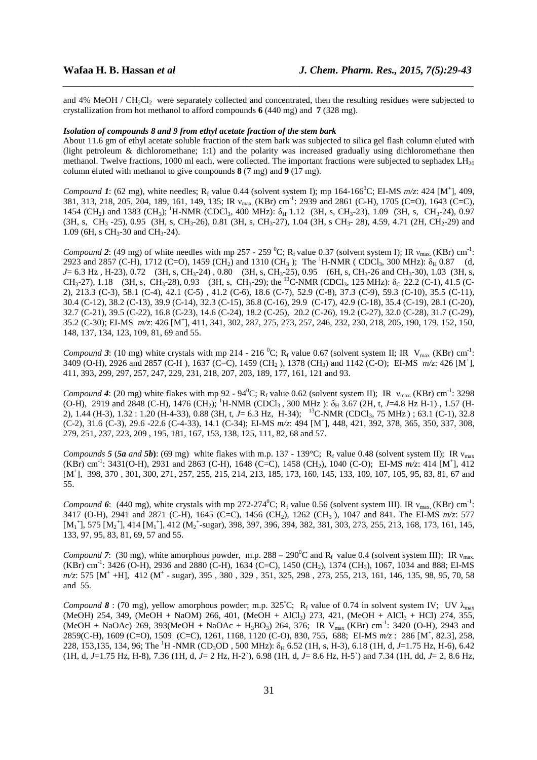and 4% MeOH / $CH_2Cl_2$ were separately collected and concentrated, then the resulting residues were subjected to crystallization from hot methanol to afford compounds **6** (440 mg) and **7** (328 mg).

***Isolation of compounds 8 and 9 from ethyl acetate fraction of the stem bark***

About 11.6 gm of ethyl acetate soluble fraction of the stem bark was subjected to silica gel flash column eluted with (light petroleum & dichloromethane; 1:1) and the polarity was increased gradually using dichloromethane then methanol. Twelve fractions, 1000 ml each, were collected. The important fractions were subjected to sephadex $LH_{20}$ column eluted with methanol to give compounds **8** (7 mg) and **9** (17 mg).

*Compound **1***: (62 mg), white needles; $R_f$ value 0.44 (solvent system I); mp 164-166 $^0$C; EI-MS *m/z*: 424 [$M^+$], 409, 381, 313, 218, 205, 204, 189, 161, 149, 135; IR $\nu_{max.}$ (KBr) cm$^{-1}$: 2939 and 2861 (C-H), 1705 (C=O), 1643 (C=C), 1454 ($CH_2$) and 1383 ($CH_3$); $^1$H-NMR ($CDCl_3$, 400 MHz): $\delta_H$ 1.12 (3H, s, $CH_3$-23), 1.09 (3H, s, $CH_3$-24), 0.97 (3H, s, $CH_3$ -25), 0.95 (3H, s, $CH_3$-26), 0.81 (3H, s, $CH_3$-27), 1.04 (3H, s $CH_3$- 28), 4.59, 4.71 (2H, $CH_2$-29) and 1.09 (6H, s $CH_3$-30 and $CH_3$-24).

*Compound **2***: (49 mg) of white needles with mp 257 - 259 $^0$C; $R_f$ value 0.37 (solvent system I); IR $\nu_{max.}$ (KBr) cm$^{-1}$: 2923 and 2857 (C-H), 1712 (C=O), 1459 ($CH_2$) and 1310 ($CH_3$ ); The $^1$H-NMR ( $CDCl_3$, 300 MHz): $\delta_H$ 0.87 (d, *J*= 6.3 Hz , H-23), 0.72 (3H, s, $CH_3$-24) , 0.80 (3H, s, $CH_3$-25), 0.95 (6H, s, $CH_3$-26 and $CH_3$-30), 1.03 (3H, s, $CH_3$-27), 1.18 (3H, s, $CH_3$-28), 0.93 (3H, s, $CH_3$-29); the $^{13}$C-NMR ($CDCl_3$, 125 MHz): $\delta_C$ 22.2 (C-1), 41.5 (C-2), 213.3 (C-3), 58.1 (C-4), 42.1 (C-5) , 41.2 (C-6), 18.6 (C-7), 52.9 (C-8), 37.3 (C-9), 59.3 (C-10), 35.5 (C-11), 30.4 (C-12), 38.2 (C-13), 39.9 (C-14), 32.3 (C-15), 36.8 (C-16), 29.9 (C-17), 42.9 (C-18), 35.4 (C-19), 28.1 (C-20), 32.7 (C-21), 39.5 (C-22), 16.8 (C-23), 14.6 (C-24), 18.2 (C-25), 20.2 (C-26), 19.2 (C-27), 32.0 (C-28), 31.7 (C-29), 35.2 (C-30); EI-MS *m/z*: 426 [$M^+$], 411, 341, 302, 287, 275, 273, 257, 246, 232, 230, 218, 205, 190, 179, 152, 150, 148, 137, 134, 123, 109, 81, 69 and 55.

*Compound **3***: (10 mg) white crystals with mp 214 - 216 $^0$C; $R_f$ value 0.67 (solvent system II; IR $V_{max}$ (KBr) cm$^{-1}$: 3409 (O-H), 2926 and 2857 (C-H ), 1637 (C=C), 1459 ($CH_2$ ), 1378 ($CH_3$) and 1142 (C-O); EI-MS *m/z*: 426 [$M^+$], 411, 393, 299, 297, 257, 247, 229, 231, 218, 207, 203, 189, 177, 161, 121 and 93.

*Compound **4***: (20 mg) white flakes with mp 92 - 94 $^0$C; $R_f$ value 0.62 (solvent system II); IR $\nu_{max.}$ (KBr) cm$^{-1}$: 3298 (O-H), 2919 and 2848 (C-H), 1476 ($CH_2$); $^1$H-NMR ($CDCl_3$ , 300 MHz ): $\delta_H$ 3.67 (2H, t, *J*=4.8 Hz H-1) , 1.57 (H-2), 1.44 (H-3), 1.32 : 1.20 (H-4-33), 0.88 (3H, t, *J*= 6.3 Hz, H-34); $^{13}$C-NMR ($CDCl_3$, 75 MHz ) ; 63.1 (C-1), 32.8 (C-2), 31.6 (C-3), 29.6 -22.6 (C-4-33), 14.1 (C-34); EI-MS *m/z*: 494 [$M^+$], 448, 421, 392, 378, 365, 350, 337, 308, 279, 251, 237, 223, 209 , 195, 181, 167, 153, 138, 125, 111, 82, 68 and 57.

*Compounds **5** (**5a** and **5b**)*: (69 mg) white flakes with m.p. 137 - 139°C; $R_f$ value 0.48 (solvent system II); IR $\nu_{max}$ (KBr) cm$^{-1}$: 3431(O-H), 2931 and 2863 (C-H), 1648 (C=C), 1458 ($CH_2$), 1040 (C-O); EI-MS *m/z*: 414 [$M^+$], 412 [$M^+$], 398, 370 , 301, 300, 271, 257, 255, 215, 214, 213, 185, 173, 160, 145, 133, 109, 107, 105, 95, 83, 81, 67 and 55.

*Compound **6***: (440 mg), white crystals with mp 272-274 $^0$C; $R_f$ value 0.56 (solvent system III). IR $\nu_{max.}$ (KBr) cm$^{-1}$: 3417 (O-H), 2941 and 2871 (C-H), 1645 (C=C), 1456 ($CH_2$), 1262 ($CH_3$ ), 1047 and 841. The EI-MS *m/z*: 577 [$M_1^+$], 575 [$M_2^+$], 414 [$M_1^+$], 412 ($M_2^+$-sugar), 398, 397, 396, 394, 382, 381, 303, 273, 255, 213, 168, 173, 161, 145, 133, 97, 95, 83, 81, 69, 57 and 55.

*Compound **7***: (30 mg), white amorphous powder, m.p. 288 – 290 $^0$C and $R_f$ value 0.4 (solvent system III); IR $\nu_{max.}$ (KBr) cm$^{-1}$: 3426 (O-H), 2936 and 2880 (C-H), 1634 (C=C), 1450 ($CH_2$), 1374 ($CH_3$), 1067, 1034 and 888; EI-MS *m/z*: 575 [$M^+$ +H], 412 ($M^+$ - sugar), 395 , 380 , 329 , 351, 325, 298 , 273, 255, 213, 161, 146, 135, 98, 95, 70, 58 and 55.

*Compound **8*** : (70 mg), yellow amorphous powder; m.p. 325°C; $R_f$ value of 0.74 in solvent system IV; UV $\lambda_{max}$ (MeOH) 254, 349, (MeOH + NaOM) 266, 401, (MeOH + $AlCl_3$) 273, 421, (MeOH + $AlCl_3$ + HCl) 274, 355, (MeOH + NaOAc) 269, 393(MeOH + NaOAc + $H_3BO_3$) 264, 376; IR $V_{max}$ (KBr) cm$^{-1}$: 3420 (O-H), 2943 and 2859(C-H), 1609 (C=O), 1509 (C=C), 1261, 1168, 1120 (C-O), 830, 755, 688; EI-MS *m/z* : 286 [$M^+$, 82.3], 258, 228, 153,135, 134, 96; The $^1$H -NMR ($CD_3OD$ , 500 MHz): $\delta_H$ 6.52 (1H, s, H-3), 6.18 (1H, d, *J*=1.75 Hz, H-6), 6.42 (1H, d, *J*=1.75 Hz, H-8), 7.36 (1H, d, *J*= 2 Hz, H-2`), 6.98 (1H, d, *J*= 8.6 Hz, H-5`) and 7.34 (1H, dd, *J*= 2, 8.6 Hz,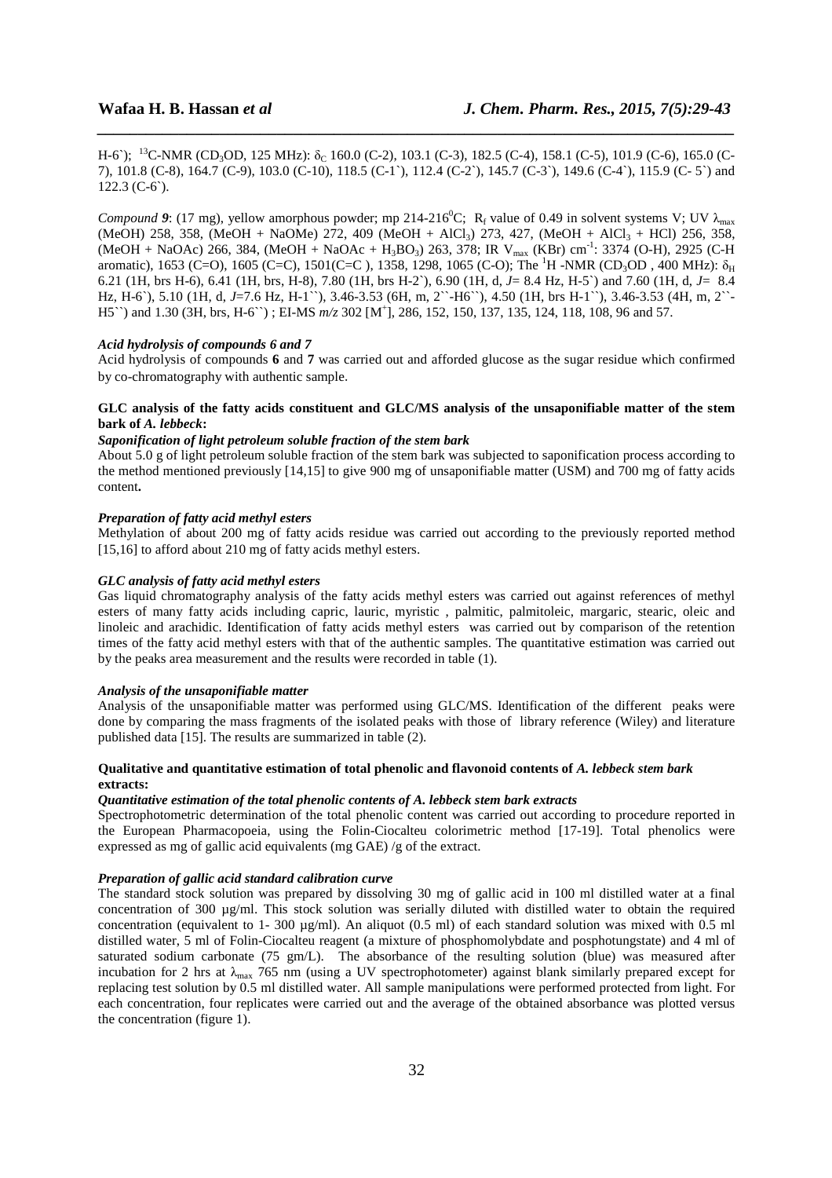H-6`); $^{13}$C-NMR ($CD_3OD$, 125 MHz): $\delta_C$ 160.0 (C-2), 103.1 (C-3), 182.5 (C-4), 158.1 (C-5), 101.9 (C-6), 165.0 (C-7), 101.8 (C-8), 164.7 (C-9), 103.0 (C-10), 118.5 (C-1`), 112.4 (C-2`), 145.7 (C-3`), 149.6 (C-4`), 115.9 (C- 5`) and 122.3 (C-6`).

*Compound **9***: (17 mg), yellow amorphous powder; mp 214-216$^0$C; $R_f$ value of 0.49 in solvent systems V; UV $\lambda_{max}$ (MeOH) 258, 358, (MeOH + NaOMe) 272, 409 (MeOH + $AlCl_3$) 273, 427, (MeOH + $AlCl_3$ + HCl) 256, 358, (MeOH + NaOAc) 266, 384, (MeOH + NaOAc + $H_3BO_3$) 263, 378; IR $V_{max}$ (KBr) cm$^{-1}$: 3374 (O-H), 2925 (C-H aromatic), 1653 (C=O), 1605 (C=C), 1501(C=C ), 1358, 1298, 1065 (C-O); The $^1$H -NMR ($CD_3OD$ , 400 MHz): $\delta_H$ 6.21 (1H, brs H-6), 6.41 (1H, brs, H-8), 7.80 (1H, brs H-2`), 6.90 (1H, d, *J*= 8.4 Hz, H-5`) and 7.60 (1H, d, *J*= 8.4 Hz, H-6`), 5.10 (1H, d, *J*=7.6 Hz, H-1``), 3.46-3.53 (6H, m, 2``-H6``), 4.50 (1H, brs H-1``), 3.46-3.53 (4H, m, 2``-H5``) and 1.30 (3H, brs, H-6``) ; EI-MS *m/z* 302 [M$^+$], 286, 152, 150, 137, 135, 124, 118, 108, 96 and 57.

#### *Acid hydrolysis of compounds 6 and 7*

Acid hydrolysis of compounds **6** and **7** was carried out and afforded glucose as the sugar residue which confirmed by co-chromatography with authentic sample.

### GLC analysis of the fatty acids constituent and GLC/MS analysis of the unsaponifiable matter of the stem bark of *A. lebbeck*:

#### *Saponification of light petroleum soluble fraction of the stem bark*

About 5.0 g of light petroleum soluble fraction of the stem bark was subjected to saponification process according to the method mentioned previously [14,15] to give 900 mg of unsaponifiable matter (USM) and 700 mg of fatty acids content**.**

#### *Preparation of fatty acid methyl esters*

Methylation of about 200 mg of fatty acids residue was carried out according to the previously reported method [15,16] to afford about 210 mg of fatty acids methyl esters.

#### *GLC analysis of fatty acid methyl esters*

Gas liquid chromatography analysis of the fatty acids methyl esters was carried out against references of methyl esters of many fatty acids including capric, lauric, myristic , palmitic, palmitoleic, margaric, stearic, oleic and linoleic and arachidic. Identification of fatty acids methyl esters was carried out by comparison of the retention times of the fatty acid methyl esters with that of the authentic samples. The quantitative estimation was carried out by the peaks area measurement and the results were recorded in table (1).

#### *Analysis of the unsaponifiable matter*

Analysis of the unsaponifiable matter was performed using GLC/MS. Identification of the different peaks were done by comparing the mass fragments of the isolated peaks with those of library reference (Wiley) and literature published data [15]. The results are summarized in table (2).

### Qualitative and quantitative estimation of total phenolic and flavonoid contents of *A. lebbeck stem bark* extracts:

#### *Quantitative estimation of the total phenolic contents of A. lebbeck stem bark extracts*

Spectrophotometric determination of the total phenolic content was carried out according to procedure reported in the European Pharmacopoeia, using the Folin-Ciocalteu colorimetric method [17-19]. Total phenolics were expressed as mg of gallic acid equivalents (mg GAE) /g of the extract.

#### *Preparation of gallic acid standard calibration curve*

The standard stock solution was prepared by dissolving 30 mg of gallic acid in 100 ml distilled water at a final concentration of 300 µg/ml. This stock solution was serially diluted with distilled water to obtain the required concentration (equivalent to 1- 300 µg/ml). An aliquot (0.5 ml) of each standard solution was mixed with 0.5 ml distilled water, 5 ml of Folin-Ciocalteu reagent (a mixture of phosphomolybdate and posphotungstate) and 4 ml of saturated sodium carbonate (75 gm/L). The absorbance of the resulting solution (blue) was measured after incubation for 2 hrs at $\lambda_{max}$ 765 nm (using a UV spectrophotometer) against blank similarly prepared except for replacing test solution by 0.5 ml distilled water. All sample manipulations were performed protected from light. For each concentration, four replicates were carried out and the average of the obtained absorbance was plotted versus the concentration (figure 1).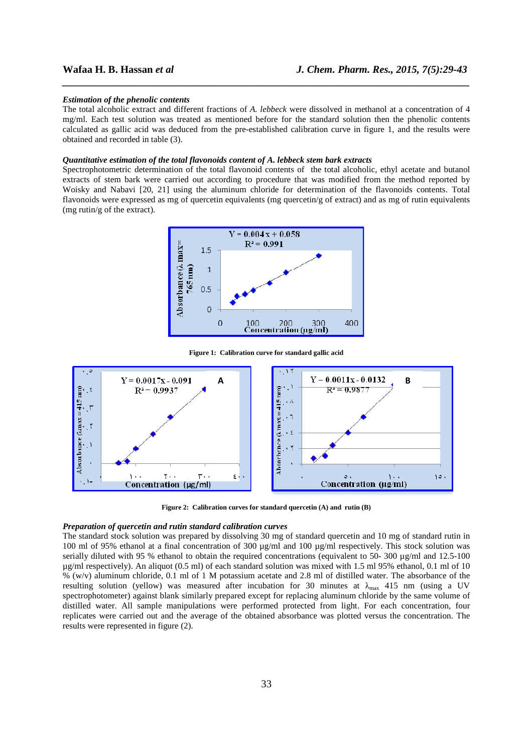### *Estimation of the phenolic contents*

The total alcoholic extract and different fractions of *A. lebbeck* were dissolved in methanol at a concentration of 4 mg/ml. Each test solution was treated as mentioned before for the standard solution then the phenolic contents calculated as gallic acid was deduced from the pre-established calibration curve in figure 1, and the results were obtained and recorded in table (3).

### *Quantitative estimation of the total flavonoids content of A. lebbeck stem bark extracts*

Spectrophotometric determination of the total flavonoid contents of the total alcoholic, ethyl acetate and butanol extracts of stem bark were carried out according to procedure that was modified from the method reported by Woisky and Nabavi [20, 21] using the aluminum chloride for determination of the flavonoids contents. Total flavonoids were expressed as mg of quercetin equivalents (mg quercetin/g of extract) and as mg of rutin equivalents (mg rutin/g of the extract).

**Figure 1: Calibration curve for standard gallic acid**

**Figure 2: Calibration curves for standard quercetin (A) and rutin (B)**

### *Preparation of quercetin and rutin standard calibration curves*

The standard stock solution was prepared by dissolving 30 mg of standard quercetin and 10 mg of standard rutin in 100 ml of 95% ethanol at a final concentration of 300 µg/ml and 100 µg/ml respectively. This stock solution was serially diluted with 95 % ethanol to obtain the required concentrations (equivalent to 50- 300 µg/ml and 12.5-100 µg/ml respectively). An aliquot (0.5 ml) of each standard solution was mixed with 1.5 ml 95% ethanol, 0.1 ml of 10 % (w/v) aluminum chloride, 0.1 ml of 1 M potassium acetate and 2.8 ml of distilled water. The absorbance of the resulting solution (yellow) was measured after incubation for 30 minutes at $\lambda_{max}$ 415 nm (using a UV spectrophotometer) against blank similarly prepared except for replacing aluminum chloride by the same volume of distilled water. All sample manipulations were performed protected from light. For each concentration, four replicates were carried out and the average of the obtained absorbance was plotted versus the concentration. The results were represented in figure (2).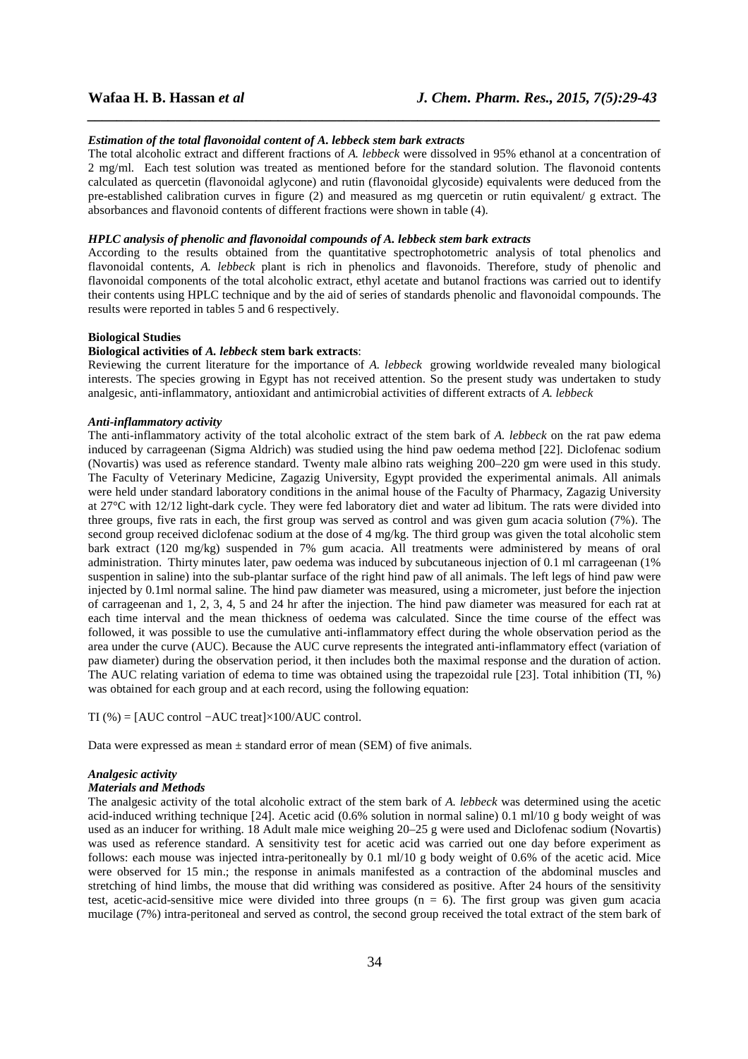### *Estimation of the total flavonoidal content of A. lebbeck stem bark extracts*

The total alcoholic extract and different fractions of *A. lebbeck* were dissolved in 95% ethanol at a concentration of 2 mg/ml. Each test solution was treated as mentioned before for the standard solution. The flavonoid contents calculated as quercetin (flavonoidal aglycone) and rutin (flavonoidal glycoside) equivalents were deduced from the pre-established calibration curves in figure (2) and measured as mg quercetin or rutin equivalent/ g extract. The absorbances and flavonoid contents of different fractions were shown in table (4).

### *HPLC analysis of phenolic and flavonoidal compounds of A. lebbeck stem bark extracts*

According to the results obtained from the quantitative spectrophotometric analysis of total phenolics and flavonoidal contents, *A. lebbeck* plant is rich in phenolics and flavonoids. Therefore, study of phenolic and flavonoidal components of the total alcoholic extract, ethyl acetate and butanol fractions was carried out to identify their contents using HPLC technique and by the aid of series of standards phenolic and flavonoidal compounds. The results were reported in tables 5 and 6 respectively.

## **Biological Studies**

### **Biological activities of *A. lebbeck* stem bark extracts**:

Reviewing the current literature for the importance of *A. lebbeck* growing worldwide revealed many biological interests. The species growing in Egypt has not received attention. So the present study was undertaken to study analgesic, anti-inflammatory, antioxidant and antimicrobial activities of different extracts of *A. lebbeck*

### *Anti-inflammatory activity*

The anti-inflammatory activity of the total alcoholic extract of the stem bark of *A. lebbeck* on the rat paw edema induced by carrageenan (Sigma Aldrich) was studied using the hind paw oedema method [22]. Diclofenac sodium (Novartis) was used as reference standard. Twenty male albino rats weighing 200–220 gm were used in this study. The Faculty of Veterinary Medicine, Zagazig University, Egypt provided the experimental animals. All animals were held under standard laboratory conditions in the animal house of the Faculty of Pharmacy, Zagazig University at 27°C with 12/12 light-dark cycle. They were fed laboratory diet and water ad libitum. The rats were divided into three groups, five rats in each, the first group was served as control and was given gum acacia solution (7%). The second group received diclofenac sodium at the dose of 4 mg/kg. The third group was given the total alcoholic stem bark extract (120 mg/kg) suspended in 7% gum acacia. All treatments were administered by means of oral administration. Thirty minutes later, paw oedema was induced by subcutaneous injection of 0.1 ml carrageenan (1% suspention in saline) into the sub-plantar surface of the right hind paw of all animals. The left legs of hind paw were injected by 0.1ml normal saline. The hind paw diameter was measured, using a micrometer, just before the injection of carrageenan and 1, 2, 3, 4, 5 and 24 hr after the injection. The hind paw diameter was measured for each rat at each time interval and the mean thickness of oedema was calculated. Since the time course of the effect was followed, it was possible to use the cumulative anti-inflammatory effect during the whole observation period as the area under the curve (AUC). Because the AUC curve represents the integrated anti-inflammatory effect (variation of paw diameter) during the observation period, it then includes both the maximal response and the duration of action. The AUC relating variation of edema to time was obtained using the trapezoidal rule [23]. Total inhibition (TI, %) was obtained for each group and at each record, using the following equation:

$$TI\ (\%) = [AUC\ control - AUC\ treat] \times 100 / AUC\ control.$$

Data were expressed as mean ± standard error of mean (SEM) of five animals.

### *Analgesic activity*

#### *Materials and Methods*

The analgesic activity of the total alcoholic extract of the stem bark of *A. lebbeck* was determined using the acetic acid-induced writhing technique [24]. Acetic acid (0.6% solution in normal saline) 0.1 ml/10 g body weight of was used as an inducer for writhing. 18 Adult male mice weighing 20–25 g were used and Diclofenac sodium (Novartis) was used as reference standard. A sensitivity test for acetic acid was carried out one day before experiment as follows: each mouse was injected intra-peritoneally by 0.1 ml/10 g body weight of 0.6% of the acetic acid. Mice were observed for 15 min.; the response in animals manifested as a contraction of the abdominal muscles and stretching of hind limbs, the mouse that did writhing was considered as positive. After 24 hours of the sensitivity test, acetic-acid-sensitive mice were divided into three groups ($n = 6$). The first group was given gum acacia mucilage (7%) intra-peritoneal and served as control, the second group received the total extract of the stem bark of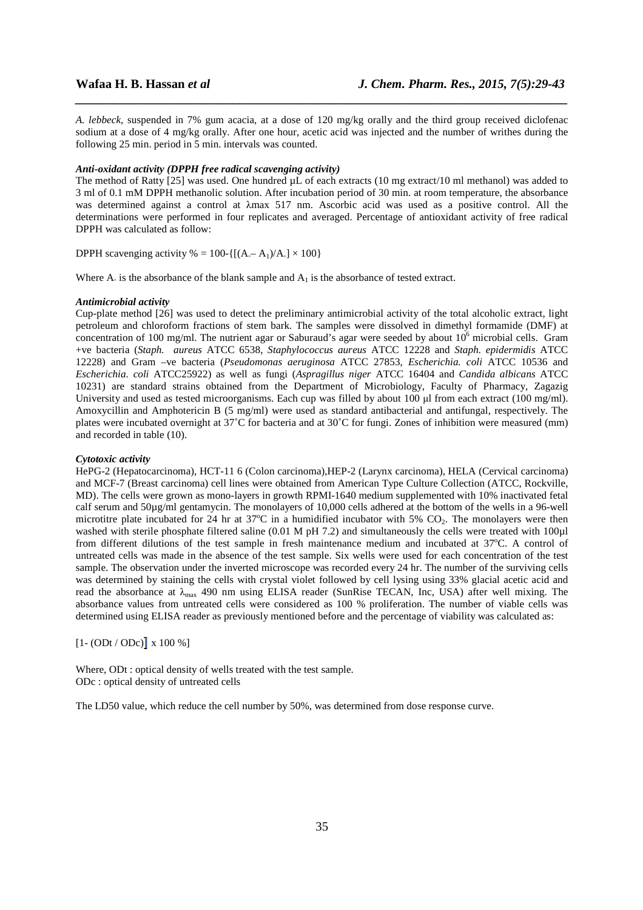*A. lebbeck*, suspended in 7% gum acacia, at a dose of 120 mg/kg orally and the third group received diclofenac sodium at a dose of 4 mg/kg orally. After one hour, acetic acid was injected and the number of writhes during the following 25 min. period in 5 min. intervals was counted.

***Anti-oxidant activity (DPPH free radical scavenging activity)***

The method of Ratty [25] was used. One hundred µL of each extracts (10 mg extract/10 ml methanol) was added to 3 ml of 0.1 mM DPPH methanolic solution. After incubation period of 30 min. at room temperature, the absorbance was determined against a control at λmax 517 nm. Ascorbic acid was used as a positive control. All the determinations were performed in four replicates and averaged. Percentage of antioxidant activity of free radical DPPH was calculated as follow:

DPPH scavenging activity % = $100-\{[(A_{\circ}- A_1)/A_{\circ}] \times 100\}$

Where $A_{\circ}$ is the absorbance of the blank sample and $A_1$ is the absorbance of tested extract.

***Antimicrobial activity***

Cup-plate method [26] was used to detect the preliminary antimicrobial activity of the total alcoholic extract, light petroleum and chloroform fractions of stem bark. The samples were dissolved in dimethyl formamide (DMF) at concentration of 100 mg/ml. The nutrient agar or Saburaud's agar were seeded by about $10^6$ microbial cells. Gram +ve bacteria (*Staph. aureus* ATCC 6538, *Staphylococcus aureus* ATCC 12228 and *Staph. epidermidis* ATCC 12228) and Gram –ve bacteria (*Pseudomonas aeruginosa* ATCC 27853, *Escherichia. coli* ATCC 10536 and *Escherichia. coli* ATCC25922) as well as fungi (*Aspragillus niger* ATCC 16404 and *Candida albicans* ATCC 10231) are standard strains obtained from the Department of Microbiology, Faculty of Pharmacy, Zagazig University and used as tested microorganisms. Each cup was filled by about 100 µl from each extract (100 mg/ml). Amoxycillin and Amphotericin B (5 mg/ml) were used as standard antibacterial and antifungal, respectively. The plates were incubated overnight at 37˚C for bacteria and at 30˚C for fungi. Zones of inhibition were measured (mm) and recorded in table (10).

***Cytotoxic activity***

HePG-2 (Hepatocarcinoma), HCT-11 6 (Colon carcinoma),HEP-2 (Larynx carcinoma), HELA (Cervical carcinoma) and MCF-7 (Breast carcinoma) cell lines were obtained from American Type Culture Collection (ATCC, Rockville, MD). The cells were grown as mono-layers in growth RPMI-1640 medium supplemented with 10% inactivated fetal calf serum and 50µg/ml gentamycin. The monolayers of 10,000 cells adhered at the bottom of the wells in a 96-well microtitre plate incubated for 24 hr at 37°C in a humidified incubator with 5% $CO_2$. The monolayers were then washed with sterile phosphate filtered saline (0.01 M pH 7.2) and simultaneously the cells were treated with 100µl from different dilutions of the test sample in fresh maintenance medium and incubated at 37°C. A control of untreated cells was made in the absence of the test sample. Six wells were used for each concentration of the test sample. The observation under the inverted microscope was recorded every 24 hr. The number of the surviving cells was determined by staining the cells with crystal violet followed by cell lysing using 33% glacial acetic acid and read the absorbance at $\lambda_{max}$ 490 nm using ELISA reader (SunRise TECAN, Inc, USA) after well mixing. The absorbance values from untreated cells were considered as 100 % proliferation. The number of viable cells was determined using ELISA reader as previously mentioned before and the percentage of viability was calculated as:

$[1- (ODt / ODc)] \times 100 \%$

Where, ODt : optical density of wells treated with the test sample.
ODc : optical density of untreated cells

The LD50 value, which reduce the cell number by 50%, was determined from dose response curve.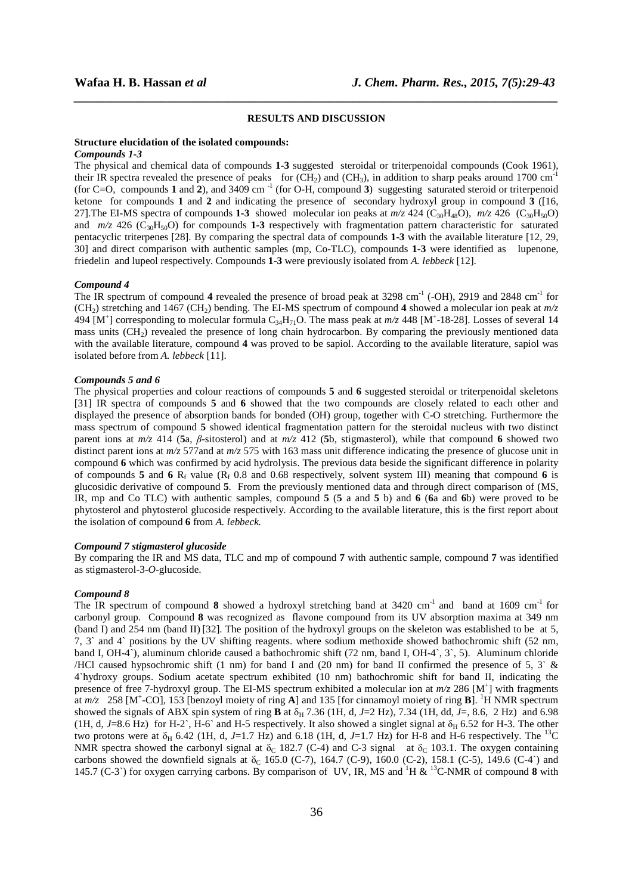## RESULTS AND DISCUSSION

**Structure elucidation of the isolated compounds:**

***Compounds 1-3***

The physical and chemical data of compounds **1**-**3** suggested steroidal or triterpenoidal compounds (Cook 1961), their IR spectra revealed the presence of peaks for ($CH_2$) and ($CH_3$), in addition to sharp peaks around 1700 $cm^{-1}$ (for C=O, compounds **1** and **2**), and 3409 cm $^{-1}$ (for O-H, compound **3**) suggesting saturated steroid or triterpenoid ketone for compounds **1** and **2** and indicating the presence of secondary hydroxyl group in compound **3** ([16, 27].The EI-MS spectra of compounds **1-3** showed molecular ion peaks at *m/z* 424 ($C_{30}H_{48}O$), *m/z* 426 ($C_{30}H_{50}O$) and *m/z* 426 ($C_{30}H_{50}O$) for compounds **1-3** respectively with fragmentation pattern characteristic for saturated pentacyclic triterpenes [28]. By comparing the spectral data of compounds **1-3** with the available literature [12, 29, 30] and direct comparison with authentic samples (mp, Co-TLC), compounds **1-3** were identified as lupenone, friedelin and lupeol respectively. Compounds **1-3** were previously isolated from *A. lebbeck* [12].

***Compound 4***

The IR spectrum of compound **4** revealed the presence of broad peak at 3298 $cm^{-1}$ (-OH), 2919 and 2848 $cm^{-1}$ for ($CH_2$) stretching and 1467 ($CH_2$) bending. The EI-MS spectrum of compound **4** showed a molecular ion peak at *m/z* 494 [$M^+$] corresponding to molecular formula $C_{34}H_{71}O$. The mass peak at *m/z* 448 [$M^+$-18-28]. Losses of several 14 mass units ($CH_2$) revealed the presence of long chain hydrocarbon. By comparing the previously mentioned data with the available literature, compound **4** was proved to be sapiol. According to the available literature, sapiol was isolated before from *A. lebbeck* [11].

***Compounds 5 and 6***

The physical properties and colour reactions of compounds **5** and **6** suggested steroidal or triterpenoidal skeletons [31] IR spectra of compounds **5** and **6** showed that the two compounds are closely related to each other and displayed the presence of absorption bands for bonded (OH) group, together with C-O stretching. Furthermore the mass spectrum of compound **5** showed identical fragmentation pattern for the steroidal nucleus with two distinct parent ions at *m/z* 414 (**5**a, *β*-sitosterol) and at *m/z* 412 (**5**b, stigmasterol), while that compound **6** showed two distinct parent ions at *m/z* 577and at *m/z* 575 with 163 mass unit difference indicating the presence of glucose unit in compound **6** which was confirmed by acid hydrolysis. The previous data beside the significant difference in polarity of compounds **5** and **6** $R_f$ value ($R_f$ 0.8 and 0.68 respectively, solvent system III) meaning that compound **6** is glucosidic derivative of compound **5**. From the previously mentioned data and through direct comparison of (MS, IR, mp and Co TLC) with authentic samples, compound **5** (**5** a and **5** b) and **6** (**6**a and **6**b) were proved to be phytosterol and phytosterol glucoside respectively. According to the available literature, this is the first report about the isolation of compound **6** from *A. lebbeck.*

***Compound 7 stigmasterol glucoside***

By comparing the IR and MS data, TLC and mp of compound **7** with authentic sample, compound **7** was identified as stigmasterol-3-*O*-glucoside.

***Compound 8***

The IR spectrum of compound **8** showed a hydroxyl stretching band at 3420 $cm^{-1}$ and band at 1609 $cm^{-1}$ for carbonyl group. Compound **8** was recognized as flavone compound from its UV absorption maxima at 349 nm (band I) and 254 nm (band II) [32]. The position of the hydroxyl groups on the skeleton was established to be at 5, 7, 3` and 4` positions by the UV shifting reagents. where sodium methoxide showed bathochromic shift (52 nm, band I, OH-4`), aluminum chloride caused a bathochromic shift (72 nm, band I, OH-4`, 3`, 5). Aluminum chloride /HCl caused hypsochromic shift (1 nm) for band I and (20 nm) for band II confirmed the presence of 5, 3` & 4`hydroxy groups. Sodium acetate spectrum exhibited (10 nm) bathochromic shift for band II, indicating the presence of free 7-hydroxyl group. The EI-MS spectrum exhibited a molecular ion at *m/z* 286 [$M^+$] with fragments at *m/z* 258 [$M^+$-CO], 153 [benzoyl moiety of ring **A**] and 135 [for cinnamoyl moiety of ring **B**]. $^1H$ NMR spectrum showed the signals of ABX spin system of ring **B** at $\delta_H$ 7.36 (1H, d, *J*=2 Hz), 7.34 (1H, dd, *J*=, 8.6, 2 Hz) and 6.98 (1H, d, *J*=8.6 Hz) for H-2`, H-6` and H-5 respectively. It also showed a singlet signal at $\delta_H$ 6.52 for H-3. The other two protons were at $\delta_H$ 6.42 (1H, d, *J*=1.7 Hz) and 6.18 (1H, d, *J*=1.7 Hz) for H-8 and H-6 respectively. The $^{13}C$ NMR spectra showed the carbonyl signal at $\delta_C$ 182.7 (C-4) and C-3 signal at $\delta_C$ 103.1. The oxygen containing carbons showed the downfield signals at $\delta_C$ 165.0 (C-7), 164.7 (C-9), 160.0 (C-2), 158.1 (C-5), 149.6 (C-4`) and 145.7 (C-3`) for oxygen carrying carbons. By comparison of UV, IR, MS and $^1H$ & $^{13}C$-NMR of compound **8** with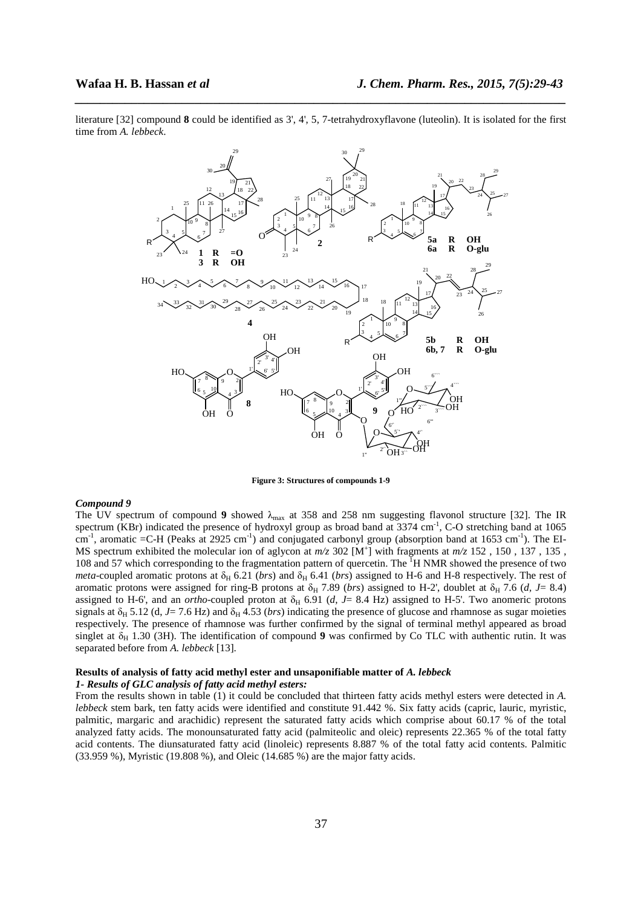literature [32] compound **8** could be identified as 3', 4', 5, 7-tetrahydroxyflavone (luteolin). It is isolated for the first time from *A. lebbeck*.

**Figure 3: Structures of compounds 1-9**

***Compound 9***

The UV spectrum of compound **9** showed $\lambda_{max}$ at 358 and 258 nm suggesting flavonol structure [32]. The IR spectrum (KBr) indicated the presence of hydroxyl group as broad band at 3374 $cm^{-1}$, C-O stretching band at 1065 $cm^{-1}$, aromatic =C-H (Peaks at 2925 $cm^{-1}$) and conjugated carbonyl group (absorption band at 1653 $cm^{-1}$). The EI-MS spectrum exhibited the molecular ion of aglycon at *m/z* 302 [$M^+$] with fragments at *m/z* 152 , 150 , 137 , 135 , 108 and 57 which corresponding to the fragmentation pattern of quercetin. The $^1$H NMR showed the presence of two *meta*-coupled aromatic protons at $\delta_H$ 6.21 (*brs*) and $\delta_H$ 6.41 (*brs*) assigned to H-6 and H-8 respectively. The rest of aromatic protons were assigned for ring-B protons at $\delta_H$ 7.89 (*brs*) assigned to H-2', doublet at $\delta_H$ 7.6 (*d*, *J*= 8.4) assigned to H-6', and an *ortho*-coupled proton at $\delta_H$ 6.91 (*d*, *J*= 8.4 Hz) assigned to H-5'. Two anomeric protons signals at $\delta_H$ 5.12 (d, *J*= 7.6 Hz) and $\delta_H$ 4.53 (*brs*) indicating the presence of glucose and rhamnose as sugar moieties respectively. The presence of rhamnose was further confirmed by the signal of terminal methyl appeared as broad singlet at $\delta_H$ 1.30 (3H). The identification of compound **9** was confirmed by Co TLC with authentic rutin. It was separated before from *A. lebbeck* [13].

**Results of analysis of fatty acid methyl ester and unsaponifiable matter of *A. lebbeck***

***1- Results of GLC analysis of fatty acid methyl esters:***

From the results shown in table (1) it could be concluded that thirteen fatty acids methyl esters were detected in *A. lebbeck* stem bark, ten fatty acids were identified and constitute 91.442 %. Six fatty acids (capric, lauric, myristic, palmitic, margaric and arachidic) represent the saturated fatty acids which comprise about 60.17 % of the total analyzed fatty acids. The monounsaturated fatty acid (palmiteolic and oleic) represents 22.365 % of the total fatty acid contents. The diunsaturated fatty acid (linoleic) represents 8.887 % of the total fatty acid contents. Palmitic (33.959 %), Myristic (19.808 %), and Oleic (14.685 %) are the major fatty acids.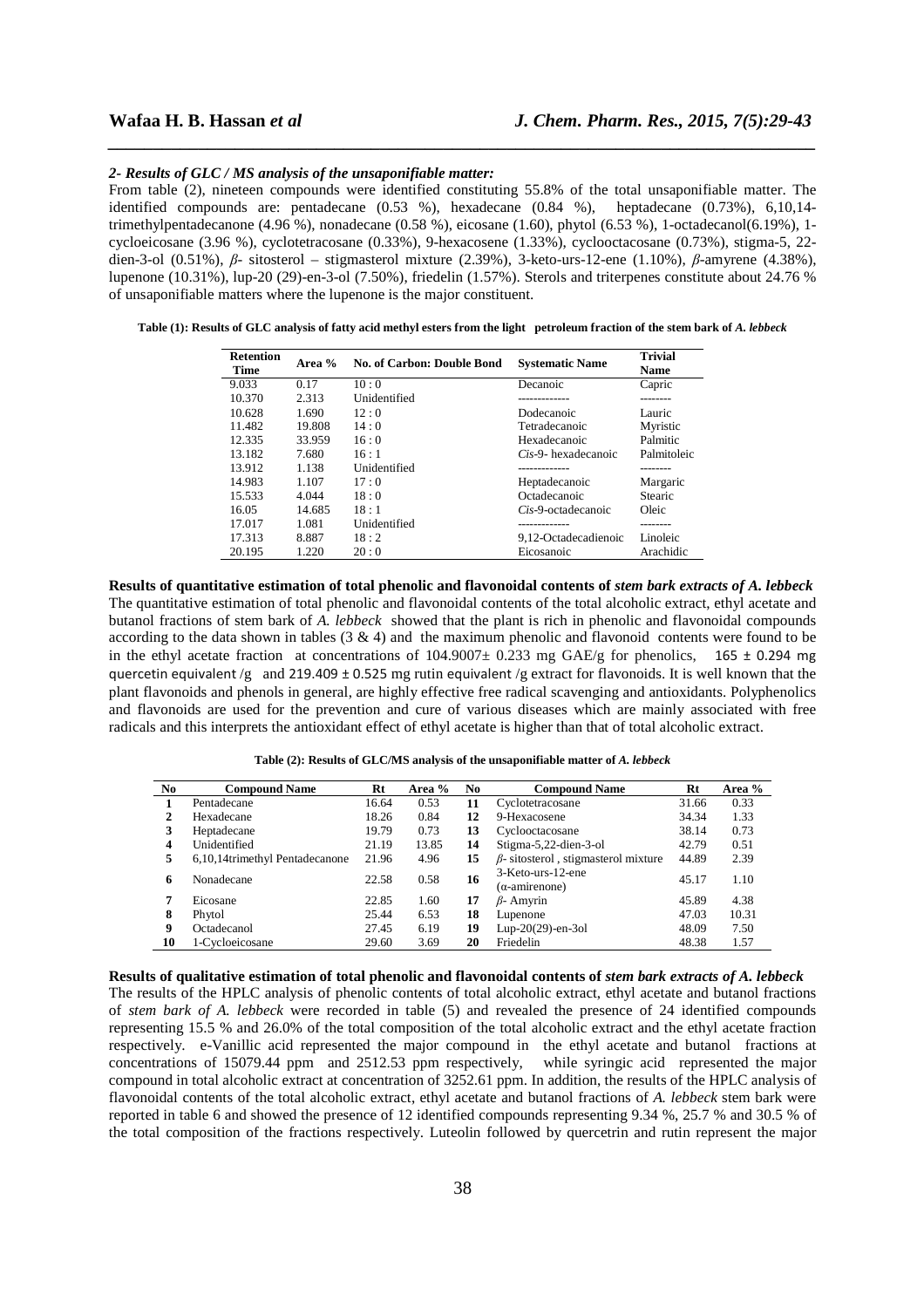*2- Results of GLC / MS analysis of the unsaponifiable matter:*

From table (2), nineteen compounds were identified constituting 55.8% of the total unsaponifiable matter. The identified compounds are: pentadecane (0.53 %), hexadecane (0.84 %), heptadecane (0.73%), 6,10,14-trimethylpentadecanone (4.96 %), nonadecane (0.58 %), eicosane (1.60), phytol (6.53 %), 1-octadecanol(6.19%), 1-cycloeicosane (3.96 %), cyclotetracosane (0.33%), 9-hexacosene (1.33%), cyclooctacosane (0.73%), stigma-5, 22-dien-3-ol (0.51%), *β*- sitosterol – stigmasterol mixture (2.39%), 3-keto-urs-12-ene (1.10%), *β*-amyrene (4.38%), lupenone (10.31%), lup-20 (29)-en-3-ol (7.50%), friedelin (1.57%). Sterols and triterpenes constitute about 24.76 % of unsaponifiable matters where the lupenone is the major constituent.

**Table (1): Results of GLC analysis of fatty acid methyl esters from the light petroleum fraction of the stem bark of *A. lebbeck***

| Retention Time | Area % | No. of Carbon: Double Bond | Systematic Name | Trivial Name |
|---|---|---|---|---|
| 9.033 | 0.17 | 10 : 0 | Decanoic | Capric |
| 10.370 | 2.313 | Unidentified | ------------- | -------- |
| 10.628 | 1.690 | 12 : 0 | Dodecanoic | Lauric |
| 11.482 | 19.808 | 14 : 0 | Tetradecanoic | Myristic |
| 12.335 | 33.959 | 16 : 0 | Hexadecanoic | Palmitic |
| 13.182 | 7.680 | 16 : 1 | *Cis*-9- hexadecanoic | Palmitoleic |
| 13.912 | 1.138 | Unidentified | ------------- | -------- |
| 14.983 | 1.107 | 17 : 0 | Heptadecanoic | Margaric |
| 15.533 | 4.044 | 18 : 0 | Octadecanoic | Stearic |
| 16.05 | 14.685 | 18 : 1 | *Cis*-9-octadecanoic | Oleic |
| 17.017 | 1.081 | Unidentified | ------------- | -------- |
| 17.313 | 8.887 | 18 : 2 | 9,12-Octadecadienoic | Linoleic |
| 20.195 | 1.220 | 20 : 0 | Eicosanoic | Arachidic |

**Results of quantitative estimation of total phenolic and flavonoidal contents of *stem bark extracts of A. lebbeck***

The quantitative estimation of total phenolic and flavonoidal contents of the total alcoholic extract, ethyl acetate and butanol fractions of stem bark of *A. lebbeck* showed that the plant is rich in phenolic and flavonoidal compounds according to the data shown in tables (3 & 4) and the maximum phenolic and flavonoid contents were found to be in the ethyl acetate fraction at concentrations of 104.9007± 0.233 mg GAE/g for phenolics, 165 ± 0.294 mg quercetin equivalent /g and 219.409 ± 0.525 mg rutin equivalent /g extract for flavonoids. It is well known that the plant flavonoids and phenols in general, are highly effective free radical scavenging and antioxidants. Polyphenolics and flavonoids are used for the prevention and cure of various diseases which are mainly associated with free radicals and this interprets the antioxidant effect of ethyl acetate is higher than that of total alcoholic extract.

**Table (2): Results of GLC/MS analysis of the unsaponifiable matter of *A. lebbeck***

| No | Compound Name | Rt | Area % | No | Compound Name | Rt | Area % |
|---|---|---|---|---|---|---|---|
| 1 | Pentadecane | 16.64 | 0.53 | 11 | Cyclotetracosane | 31.66 | 0.33 |
| 2 | Hexadecane | 18.26 | 0.84 | 12 | 9-Hexacosene | 34.34 | 1.33 |
| 3 | Heptadecane | 19.79 | 0.73 | 13 | Cyclooctacosane | 38.14 | 0.73 |
| 4 | Unidentified | 21.19 | 13.85 | 14 | Stigma-5,22-dien-3-ol | 42.79 | 0.51 |
| 5 | 6,10,14trimethyl Pentadecanone | 21.96 | 4.96 | 15 | *β*- sitosterol , stigmasterol mixture | 44.89 | 2.39 |
| 6 | Nonadecane | 22.58 | 0.58 | 16 | 3-Keto-urs-12-ene (α-amirenone) | 45.17 | 1.10 |
| 7 | Eicosane | 22.85 | 1.60 | 17 | *β*- Amyrin | 45.89 | 4.38 |
| 8 | Phytol | 25.44 | 6.53 | 18 | Lupenone | 47.03 | 10.31 |
| 9 | Octadecanol | 27.45 | 6.19 | 19 | Lup-20(29)-en-3ol | 48.09 | 7.50 |
| 10 | 1-Cycloeicosane | 29.60 | 3.69 | 20 | Friedelin | 48.38 | 1.57 |

**Results of qualitative estimation of total phenolic and flavonoidal contents of *stem bark extracts of A. lebbeck***

The results of the HPLC analysis of phenolic contents of total alcoholic extract, ethyl acetate and butanol fractions of *stem bark of A. lebbeck* were recorded in table (5) and revealed the presence of 24 identified compounds representing 15.5 % and 26.0% of the total composition of the total alcoholic extract and the ethyl acetate fraction respectively. e-Vanillic acid represented the major compound in the ethyl acetate and butanol fractions at concentrations of 15079.44 ppm and 2512.53 ppm respectively, while syringic acid represented the major compound in total alcoholic extract at concentration of 3252.61 ppm. In addition, the results of the HPLC analysis of flavonoidal contents of the total alcoholic extract, ethyl acetate and butanol fractions of *A. lebbeck* stem bark were reported in table 6 and showed the presence of 12 identified compounds representing 9.34 %, 25.7 % and 30.5 % of the total composition of the fractions respectively. Luteolin followed by quercetrin and rutin represent the major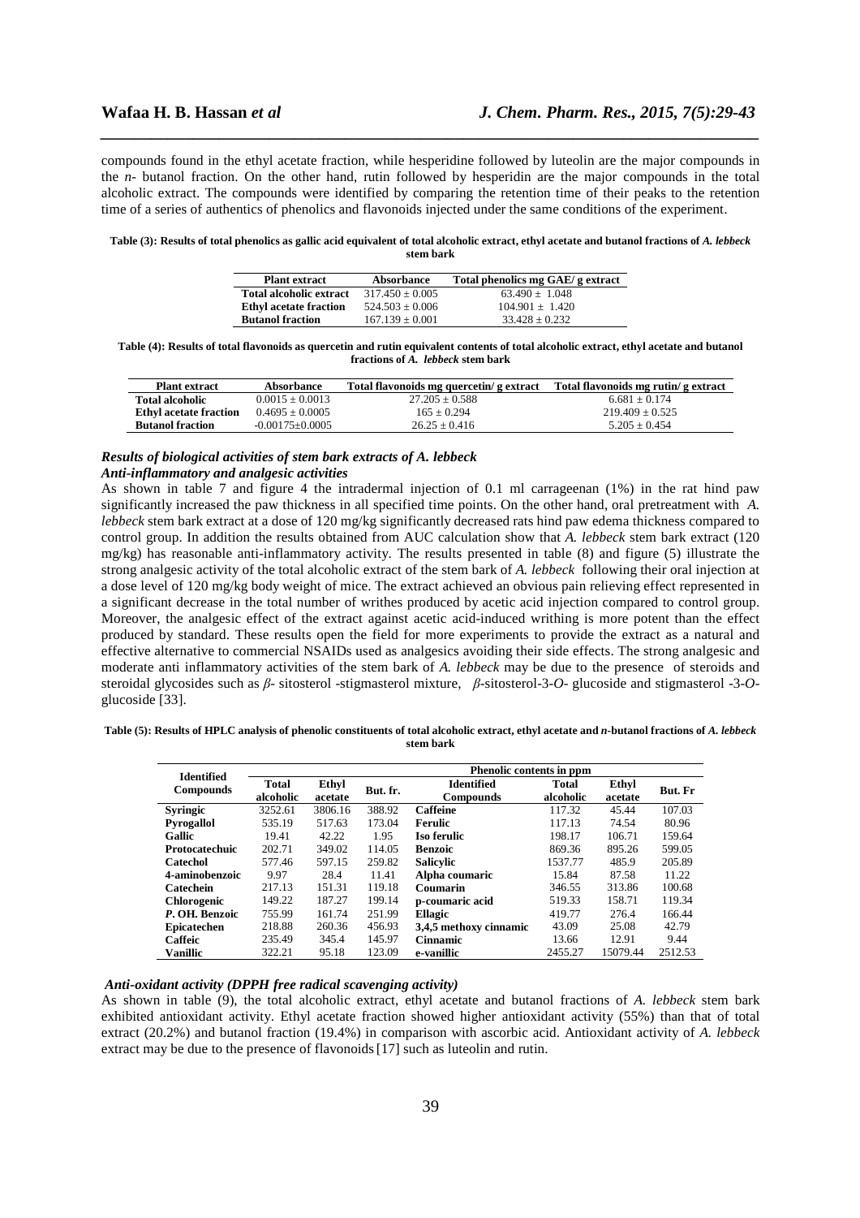compounds found in the ethyl acetate fraction, while hesperidine followed by luteolin are the major compounds in the *n*- butanol fraction. On the other hand, rutin followed by hesperidin are the major compounds in the total alcoholic extract. The compounds were identified by comparing the retention time of their peaks to the retention time of a series of authentics of phenolics and flavonoids injected under the same conditions of the experiment.

**Table (3): Results of total phenolics as gallic acid equivalent of total alcoholic extract, ethyl acetate and butanol fractions of *A. lebbeck* stem bark**

| Plant extract | Absorbance | Total phenolics mg GAE/ g extract |
|---|---|---|
| **Total alcoholic extract** | 317.450 ± 0.005 | 63.490 ± 1.048 |
| **Ethyl acetate fraction** | 524.503 ± 0.006 | 104.901 ± 1.420 |
| **Butanol fraction** | 167.139 ± 0.001 | 33.428 ± 0.232 |

**Table (4): Results of total flavonoids as quercetin and rutin equivalent contents of total alcoholic extract, ethyl acetate and butanol fractions of *A. lebbeck* stem bark**

| Plant extract | Absorbance | Total flavonoids mg quercetin/ g extract | Total flavonoids mg rutin/ g extract |
|---|---|---|---|
| **Total alcoholic** | 0.0015 ± 0.0013 | 27.205 ± 0.588 | 6.681 ± 0.174 |
| **Ethyl acetate fraction** | 0.4695 ± 0.0005 | 165 ± 0.294 | 219.409 ± 0.525 |
| **Butanol fraction** | -0.00175±0.0005 | 26.25 ± 0.416 | 5.205 ± 0.454 |

***Results of biological activities of stem bark extracts of A. lebbeck***

***Anti-inflammatory and analgesic activities***

As shown in table 7 and figure 4 the intradermal injection of 0.1 ml carrageenan (1%) in the rat hind paw significantly increased the paw thickness in all specified time points. On the other hand, oral pretreatment with *A. lebbeck* stem bark extract at a dose of 120 mg/kg significantly decreased rats hind paw edema thickness compared to control group. In addition the results obtained from AUC calculation show that *A. lebbeck* stem bark extract (120 mg/kg) has reasonable anti-inflammatory activity. The results presented in table (8) and figure (5) illustrate the strong analgesic activity of the total alcoholic extract of the stem bark of *A. lebbeck* following their oral injection at a dose level of 120 mg/kg body weight of mice. The extract achieved an obvious pain relieving effect represented in a significant decrease in the total number of writhes produced by acetic acid injection compared to control group. Moreover, the analgesic effect of the extract against acetic acid-induced writhing is more potent than the effect produced by standard. These results open the field for more experiments to provide the extract as a natural and effective alternative to commercial NSAIDs used as analgesics avoiding their side effects. The strong analgesic and moderate anti inflammatory activities of the stem bark of *A. lebbeck* may be due to the presence of steroids and steroidal glycosides such as *β*- sitosterol -stigmasterol mixture, *β*-sitosterol-3-*O*- glucoside and stigmasterol -3-*O*-glucoside [33].

**Table (5): Results of HPLC analysis of phenolic constituents of total alcoholic extract, ethyl acetate and *n*-butanol fractions of *A. lebbeck* stem bark**

| Identified Compounds | Phenolic contents in ppm | | | | | | |
|---|---|---|---|---|---|---|---|
| | Total alcoholic | Ethyl acetate | But. fr. | Identified Compounds | Total alcoholic | Ethyl acetate | But. Fr |
| **Syringic** | 3252.61 | 3806.16 | 388.92 | **Caffeine** | 117.32 | 45.44 | 107.03 |
| **Pyrogallol** | 535.19 | 517.63 | 173.04 | **Ferulic** | 117.13 | 74.54 | 80.96 |
| **Gallic** | 19.41 | 42.22 | 1.95 | **Iso ferulic** | 198.17 | 106.71 | 159.64 |
| **Protocatechuic** | 202.71 | 349.02 | 114.05 | **Benzoic** | 869.36 | 895.26 | 599.05 |
| **Catechol** | 577.46 | 597.15 | 259.82 | **Salicylic** | 1537.77 | 485.9 | 205.89 |
| **4-aminobenzoic** | 9.97 | 28.4 | 11.41 | **Alpha coumaric** | 15.84 | 87.58 | 11.22 |
| **Catechein** | 217.13 | 151.31 | 119.18 | **Coumarin** | 346.55 | 313.86 | 100.68 |
| **Chlorogenic** | 149.22 | 187.27 | 199.14 | **p-coumaric acid** | 519.33 | 158.71 | 119.34 |
| ***P*. OH. Benzoic** | 755.99 | 161.74 | 251.99 | **Ellagic** | 419.77 | 276.4 | 166.44 |
| **Epicatechen** | 218.88 | 260.36 | 456.93 | **3,4,5 methoxy cinnamic** | 43.09 | 25.08 | 42.79 |
| **Caffeic** | 235.49 | 345.4 | 145.97 | **Cinnamic** | 13.66 | 12.91 | 9.44 |
| **Vanillic** | 322.21 | 95.18 | 123.09 | **e-vanillic** | 2455.27 | 15079.44 | 2512.53 |

***Anti-oxidant activity (DPPH free radical scavenging activity)***

As shown in table (9), the total alcoholic extract, ethyl acetate and butanol fractions of *A. lebbeck* stem bark exhibited antioxidant activity. Ethyl acetate fraction showed higher antioxidant activity (55%) than that of total extract (20.2%) and butanol fraction (19.4%) in comparison with ascorbic acid. Antioxidant activity of *A. lebbeck* extract may be due to the presence of flavonoids [17] such as luteolin and rutin.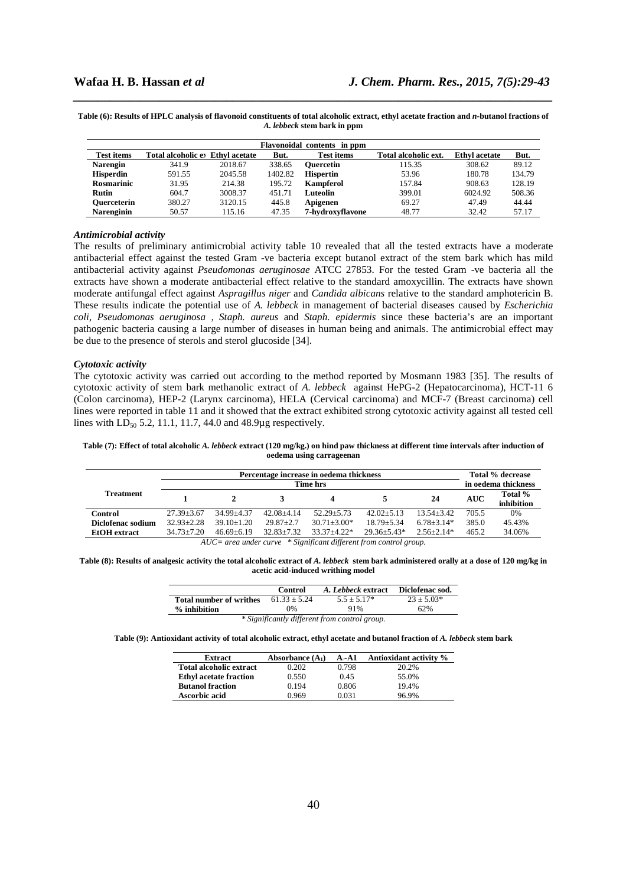**Table (6): Results of HPLC analysis of flavonoid constituents of total alcoholic extract, ethyl acetate fraction and *n*-butanol fractions of *A. lebbeck* stem bark in ppm**

| Flavonoidal contents in ppm | | | | | | | |
|---|---|---|---|---|---|---|---|
| **Test items** | **Total alcoholic ex** | **Ethyl acetate** | **But.** | **Test items** | **Total alcoholic ext.** | **Ethyl acetate** | **But.** |
| **Narengin** | 341.9 | 2018.67 | 338.65 | **Quercetin** | 115.35 | 308.62 | 89.12 |
| **Hisperdin** | 591.55 | 2045.58 | 1402.82 | **Hispertin** | 53.96 | 180.78 | 134.79 |
| **Rosmarinic** | 31.95 | 214.38 | 195.72 | **Kampferol** | 157.84 | 908.63 | 128.19 |
| **Rutin** | 604.7 | 3008.37 | 451.71 | **Luteolin** | 399.01 | 6024.92 | 508.36 |
| **Querceterin** | 380.27 | 3120.15 | 445.8 | **Apigenen** | 69.27 | 47.49 | 44.44 |
| **Narenginin** | 50.57 | 115.16 | 47.35 | **7-hydroxyflavone** | 48.77 | 32.42 | 57.17 |

### *Antimicrobial activity*

The results of preliminary antimicrobial activity table 10 revealed that all the tested extracts have a moderate antibacterial effect against the tested Gram -ve bacteria except butanol extract of the stem bark which has mild antibacterial activity against *Pseudomonas aeruginosae* ATCC 27853. For the tested Gram -ve bacteria all the extracts have shown a moderate antibacterial effect relative to the standard amoxycillin. The extracts have shown moderate antifungal effect against *Aspragillus niger* and *Candida albicans* relative to the standard amphotericin B. These results indicate the potential use of *A. lebbeck* in management of bacterial diseases caused by *Escherichia coli*, *Pseudomonas aeruginosa* , *Staph. aureus* and *Staph. epidermis* since these bacteria's are an important pathogenic bacteria causing a large number of diseases in human being and animals. The antimicrobial effect may be due to the presence of sterols and sterol glucoside [34].

### *Cytotoxic activity*

The cytotoxic activity was carried out according to the method reported by Mosmann 1983 [35]. The results of cytotoxic activity of stem bark methanolic extract of *A. lebbeck* against HePG-2 (Hepatocarcinoma), HCT-11 6 (Colon carcinoma), HEP-2 (Larynx carcinoma), HELA (Cervical carcinoma) and MCF-7 (Breast carcinoma) cell lines were reported in table 11 and it showed that the extract exhibited strong cytotoxic activity against all tested cell lines with $LD_{50}$ 5.2, 11.1, 11.7, 44.0 and 48.9µg respectively.

**Table (7): Effect of total alcoholic *A. lebbeck* extract (120 mg/kg.) on hind paw thickness at different time intervals after induction of oedema using carrageenan**

| Treatment | Percentage increase in oedema thickness | | | | | | Total % decrease in oedema thickness | |
|---|---|---|---|---|---|---|---|---|
| | Time hrs | | | | | | | |
| | **1** | **2** | **3** | **4** | **5** | **24** | **AUC** | **Total % inhibition** |
| **Control** | 27.39±3.67 | 34.99±4.37 | 42.08±4.14 | 52.29±5.73 | 42.02±5.13 | 13.54±3.42 | 705.5 | 0% |
| **Diclofenac sodium** | 32.93±2.28 | 39.10±1.20 | 29.87±2.7 | 30.71±3.00* | 18.79±5.34 | 6.78±3.14* | 385.0 | 45.43% |
| **EtOH extract** | 34.73±7.20 | 46.69±6.19 | 32.83±7.32 | 33.37±4.22* | 29.36±5.43* | 2.56±2.14* | 465.2 | 34.06% |

*AUC= area under curve \* Significant different from control group.*

**Table (8): Results of analgesic activity the total alcoholic extract of *A. lebbeck* stem bark administered orally at a dose of 120 mg/kg in acetic acid-induced writhing model**

| | Control | *A. Lebbeck* extract | Diclofenac sod. |
|---|---|---|---|
| **Total number of writhes** | 61.33 ± 5.24 | 5.5 ± 5.17* | 23 ± 5.03* |
| **% inhibition** | 0% | 91% | 62% |

*\* Significantly different from control group.*

**Table (9): Antioxidant activity of total alcoholic extract, ethyl acetate and butanol fraction of *A. lebbeck* stem bark**

| Extract | Absorbance ($A_1$) | A-A1 | Antioxidant activity % |
|---|---|---|---|
| **Total alcoholic extract** | 0.202 | 0.798 | 20.2% |
| **Ethyl acetate fraction** | 0.550 | 0.45 | 55.0% |
| **Butanol fraction** | 0.194 | 0.806 | 19.4% |
| **Ascorbic acid** | 0.969 | 0.031 | 96.9% |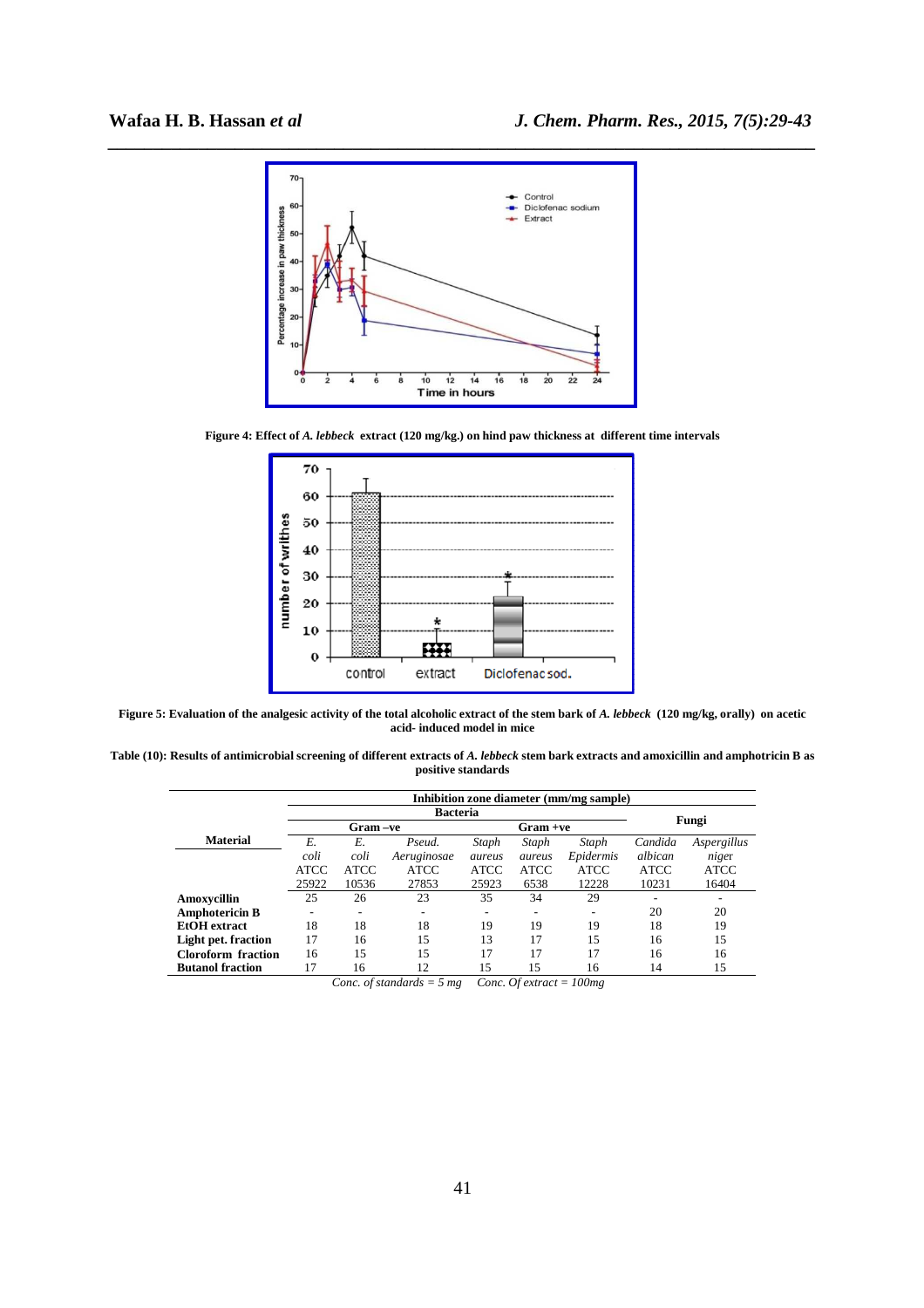Figure 4: Effect of *A. lebbeck* extract (120 mg/kg.) on hind paw thickness at different time intervals

Figure 5: Evaluation of the analgesic activity of the total alcoholic extract of the stem bark of *A. lebbeck* (120 mg/kg, orally) on acetic acid- induced model in mice

**Table (10): Results of antimicrobial screening of different extracts of *A. lebbeck* stem bark extracts and amoxicillin and amphotricin B as positive standards**

| Material | Inhibition zone diameter (mm/mg sample) | | | | | | | |
|---|---|---|---|---|---|---|---|---|
| | Bacteria | | | | | | Fungi | |
| | Gram –ve | | | Gram +ve | | | | |
| | *E. coli* ATCC 25922 | *E. coli* ATCC 10536 | *Pseud. Aeruginosae* ATCC 27853 | *Staph aureus* ATCC 25923 | *Staph aureus* ATCC 6538 | *Staph Epidermis* ATCC 12228 | *Candida albican* ATCC 10231 | *Aspergillus niger* ATCC 16404 |
| **Amoxycillin** | 25 | 26 | 23 | 35 | 34 | 29 | - | - |
| **Amphotericin B** | - | - | - | - | - | - | 20 | 20 |
| **EtOH extract** | 18 | 18 | 18 | 19 | 19 | 19 | 18 | 19 |
| **Light pet. fraction** | 17 | 16 | 15 | 13 | 17 | 15 | 16 | 15 |
| **Cloroform fraction** | 16 | 15 | 15 | 17 | 17 | 17 | 16 | 16 |
| **Butanol fraction** | 17 | 16 | 12 | 15 | 15 | 16 | 14 | 15 |

*Conc. of standards = 5 mg Conc. Of extract = 100mg*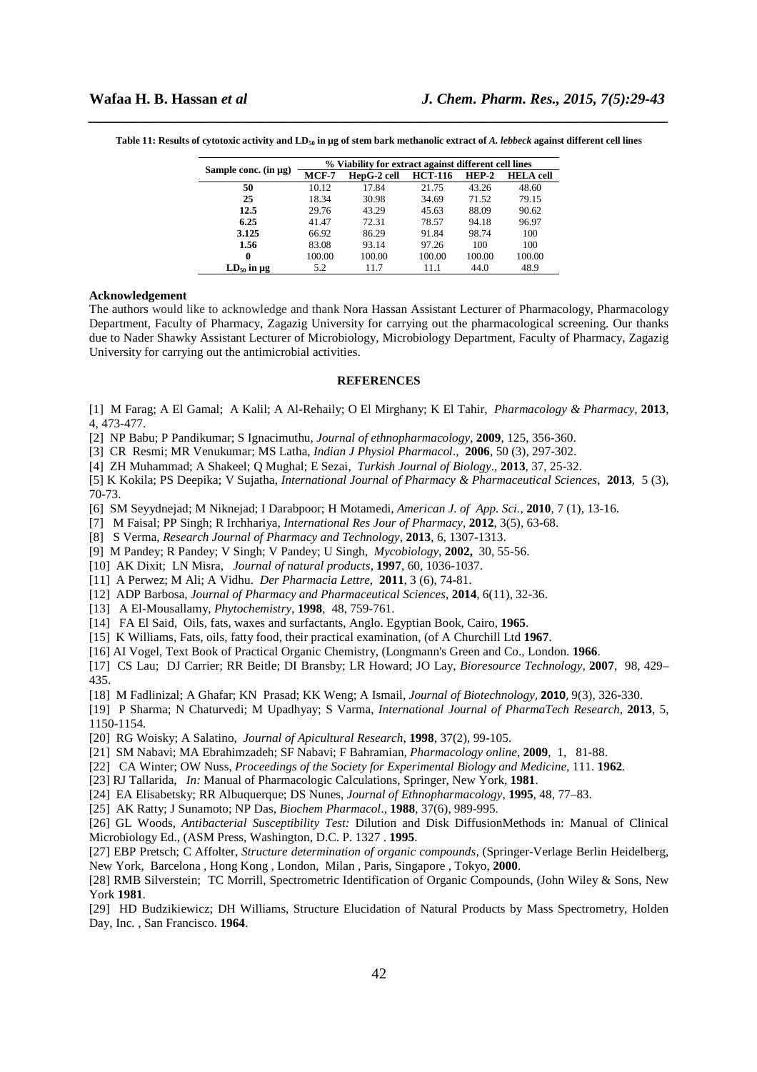**Table 11: Results of cytotoxic activity and $LD_{50}$ in µg of stem bark methanolic extract of *A. lebbeck* against different cell lines**

| Sample conc. (in µg) | % Viability for extract against different cell lines | | | | |
|---|---|---|---|---|---|
| | MCF-7 | HepG-2 cell | HCT-116 | HEP-2 | HELA cell |
| **50** | 10.12 | 17.84 | 21.75 | 43.26 | 48.60 |
| **25** | 18.34 | 30.98 | 34.69 | 71.52 | 79.15 |
| **12.5** | 29.76 | 43.29 | 45.63 | 88.09 | 90.62 |
| **6.25** | 41.47 | 72.31 | 78.57 | 94.18 | 96.97 |
| **3.125** | 66.92 | 86.29 | 91.84 | 98.74 | 100 |
| **1.56** | 83.08 | 93.14 | 97.26 | 100 | 100 |
| **0** | 100.00 | 100.00 | 100.00 | 100.00 | 100.00 |
| **$LD_{50}$ in µg** | 5.2 | 11.7 | 11.1 | 44.0 | 48.9 |

**Acknowledgement**

The authors would like to acknowledge and thank Nora Hassan Assistant Lecturer of Pharmacology, Pharmacology Department, Faculty of Pharmacy, Zagazig University for carrying out the pharmacological screening. Our thanks due to Nader Shawky Assistant Lecturer of Microbiology, Microbiology Department, Faculty of Pharmacy, Zagazig University for carrying out the antimicrobial activities.

## REFERENCES

[1] M Farag; A El Gamal; A Kalil; A Al-Rehaily; O El Mirghany; K El Tahir, *Pharmacology & Pharmacy*, **2013**, 4, 473-477.

[2] NP Babu; P Pandikumar; S Ignacimuthu, *Journal of ethnopharmacology*, **2009**, 125, 356-360.

[3] CR Resmi; MR Venukumar; MS Latha, *Indian J Physiol Pharmacol*., **2006**, 50 (3), 297-302.

[4] ZH Muhammad; A Shakeel; Q Mughal; E Sezai, *Turkish Journal of Biology*., **2013**, 37, 25-32.

[5] K Kokila; PS Deepika; V Sujatha, *International Journal of Pharmacy & Pharmaceutical Sciences*, **2013**, 5 (3), 70-73.

[6] SM Seyydnejad; M Niknejad; I Darabpoor; H Motamedi, *American J. of App. Sci.*, **2010**, 7 (1), 13-16.

[7] M Faisal; PP Singh; R Irchhariya, *International Res Jour of Pharmacy*, **2012**, 3(5), 63-68.

[8] S Verma, *Research Journal of Pharmacy and Technology*, **2013**, 6, 1307-1313.

[9] M Pandey; R Pandey; V Singh; V Pandey; U Singh, *Mycobiology*, **2002,** 30, 55-56.

[10] AK Dixit; LN Misra, *Journal of natural products*, **1997**, 60, 1036-1037.

[11] A Perwez; M Ali; A Vidhu. *Der Pharmacia Lettre*, **2011**, 3 (6), 74-81.

[12] ADP Barbosa, *Journal of Pharmacy and Pharmaceutical Sciences*, **2014**, 6(11), 32-36.

[13] A El-Mousallamy, *Phytochemistry*, **1998**, 48, 759-761.

[14] FA El Said, Oils, fats, waxes and surfactants, Anglo. Egyptian Book, Cairo, **1965**.

[15] K Williams, Fats, oils, fatty food, their practical examination, (of A Churchill Ltd **1967**.

[16] AI Vogel, Text Book of Practical Organic Chemistry, (Longmann's Green and Co., London. **1966**.

[17] CS Lau; DJ Carrier; RR Beitle; DI Bransby; LR Howard; JO Lay, *Bioresource Technology*, **2007**, 98, 429–435.

[18] M Fadlinizal; A Ghafar; KN Prasad; KK Weng; A Ismail, *Journal of Biotechnology*, **2010**, 9(3), 326-330.

[19] P Sharma; N Chaturvedi; M Upadhyay; S Varma, *International Journal of PharmaTech Research*, **2013**, 5, 1150-1154.

[20] RG Woisky; A Salatino, *Journal of Apicultural Research*, **1998**, 37(2), 99-105.

[21] SM Nabavi; MA Ebrahimzadeh; SF Nabavi; F Bahramian, *Pharmacology online*, **2009**, 1, 81-88.

[22] CA Winter; OW Nuss, *Proceedings of the Society for Experimental Biology and Medicine*, 111. **1962**.

[23] RJ Tallarida, *In:* Manual of Pharmacologic Calculations, Springer, New York, **1981**.

[24] EA Elisabetsky; RR Albuquerque; DS Nunes, *Journal of Ethnopharmacology*, **1995**, 48, 77–83.

[25] AK Ratty; J Sunamoto; NP Das, *Biochem Pharmacol*., **1988**, 37(6), 989-995.

[26] GL Woods, *Antibacterial Susceptibility Test:* Dilution and Disk DiffusionMethods in: Manual of Clinical Microbiology Ed., (ASM Press, Washington, D.C. P. 1327 . **1995**.

[27] EBP Pretsch; C Affolter, *Structure determination of organic compounds*, (Springer-Verlage Berlin Heidelberg, New York, Barcelona , Hong Kong , London, Milan , Paris, Singapore , Tokyo, **2000**.

[28] RMB Silverstein; TC Morrill, Spectrometric Identification of Organic Compounds, (John Wiley & Sons, New York **1981**.

[29] HD Budzikiewicz; DH Williams, Structure Elucidation of Natural Products by Mass Spectrometry, Holden Day, Inc. , San Francisco. **1964**.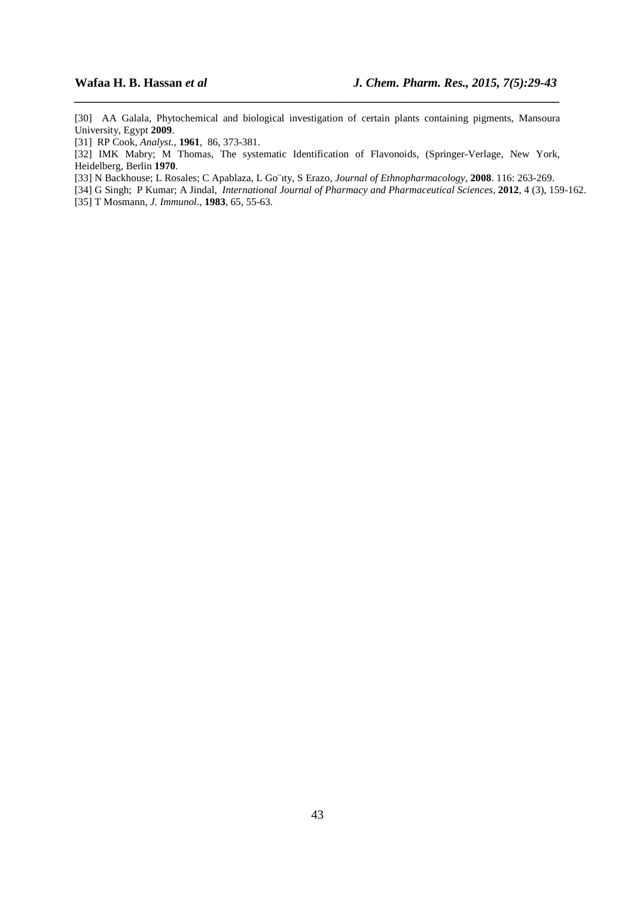[30] AA Galala, Phytochemical and biological investigation of certain plants containing pigments, Mansoura University, Egypt **2009**.

[31] RP Cook, *Analyst.*, **1961**, 86, 373-381.

[32] IMK Mabry; M Thomas, The systematic Identification of Flavonoids, (Springer-Verlage, New York, Heidelberg, Berlin **1970**.

[33] N Backhouse; L Rosales; C Apablaza, L Go¨ıty, S Erazo, *Journal of Ethnopharmacology*, **2008**. 116: 263-269.

[34] G Singh; P Kumar; A Jindal, *International Journal of Pharmacy and Pharmaceutical Sciences*, **2012**, 4 (3), 159-162.

[35] T Mosmann, *J. Immunol*., **1983**, 65, 55-63.